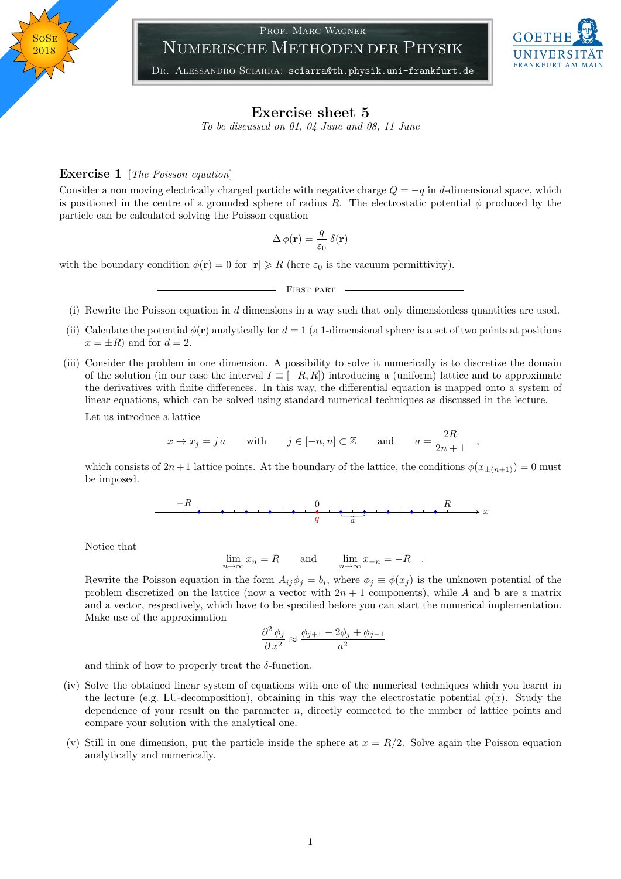SoSe 2018

Prof. Marc Wagner

# Numerische Methoden der Physik

Dr. Alessandro Sciarra: sciarra@th.physik.uni-frankfurt.de

Goethe Universität Frankfurt am Main

## Exercise sheet 5

*To be discussed on 01, 04 June and 08, 11 June*

### Exercise 1 [*The Poisson equation*]

Consider a non moving electrically charged particle with negative charge $Q = -q$ in $d$-dimensional space, which is positioned in the centre of a grounded sphere of radius $R$. The electrostatic potential $\phi$ produced by the particle can be calculated solving the Poisson equation

$$\Delta \phi(\mathbf{r}) = \frac{q}{\varepsilon_0}\,\delta(\mathbf{r})$$

with the boundary condition $\phi(\mathbf{r}) = 0$ for $|\mathbf{r}| \geqslant R$ (here $\varepsilon_0$ is the vacuum permittivity).

First part

(i) Rewrite the Poisson equation in $d$ dimensions in a way such that only dimensionless quantities are used.

(ii) Calculate the potential $\phi(\mathbf{r})$ analytically for $d = 1$ (a 1-dimensional sphere is a set of two points at positions $x = \pm R$) and for $d = 2$.

(iii) Consider the problem in one dimension. A possibility to solve it numerically is to discretize the domain of the solution (in our case the interval $I \equiv [-R, R]$) introducing a (uniform) lattice and to approximate the derivatives with finite differences. In this way, the differential equation is mapped onto a system of linear equations, which can be solved using standard numerical techniques as discussed in the lecture.

Let us introduce a lattice

$$x \to x_j = j\,a \qquad \text{with} \qquad j \in [-n, n] \subset \mathbb{Z} \qquad \text{and} \qquad a = \frac{2R}{2n+1} \quad ,$$

which consists of $2n+1$ lattice points. At the boundary of the lattice, the conditions $\phi(x_{\pm(n+1)}) = 0$ must be imposed.

Notice that

$$\lim_{n\to\infty} x_n = R \qquad \text{and} \qquad \lim_{n\to\infty} x_{-n} = -R \quad .$$

Rewrite the Poisson equation in the form $A_{ij}\phi_j = b_i$, where $\phi_j \equiv \phi(x_j)$ is the unknown potential of the problem discretized on the lattice (now a vector with $2n+1$ components), while $A$ and $\mathbf{b}$ are a matrix and a vector, respectively, which have to be specified before you can start the numerical implementation. Make use of the approximation

$$\frac{\partial^2 \phi_j}{\partial x^2} \approx \frac{\phi_{j+1} - 2\phi_j + \phi_{j-1}}{a^2}$$

and think of how to properly treat the $\delta$-function.

(iv) Solve the obtained linear system of equations with one of the numerical techniques which you learnt in the lecture (e.g. LU-decomposition), obtaining in this way the electrostatic potential $\phi(x)$. Study the dependence of your result on the parameter $n$, directly connected to the number of lattice points and compare your solution with the analytical one.

(v) Still in one dimension, put the particle inside the sphere at $x = R/2$. Solve again the Poisson equation analytically and numerically.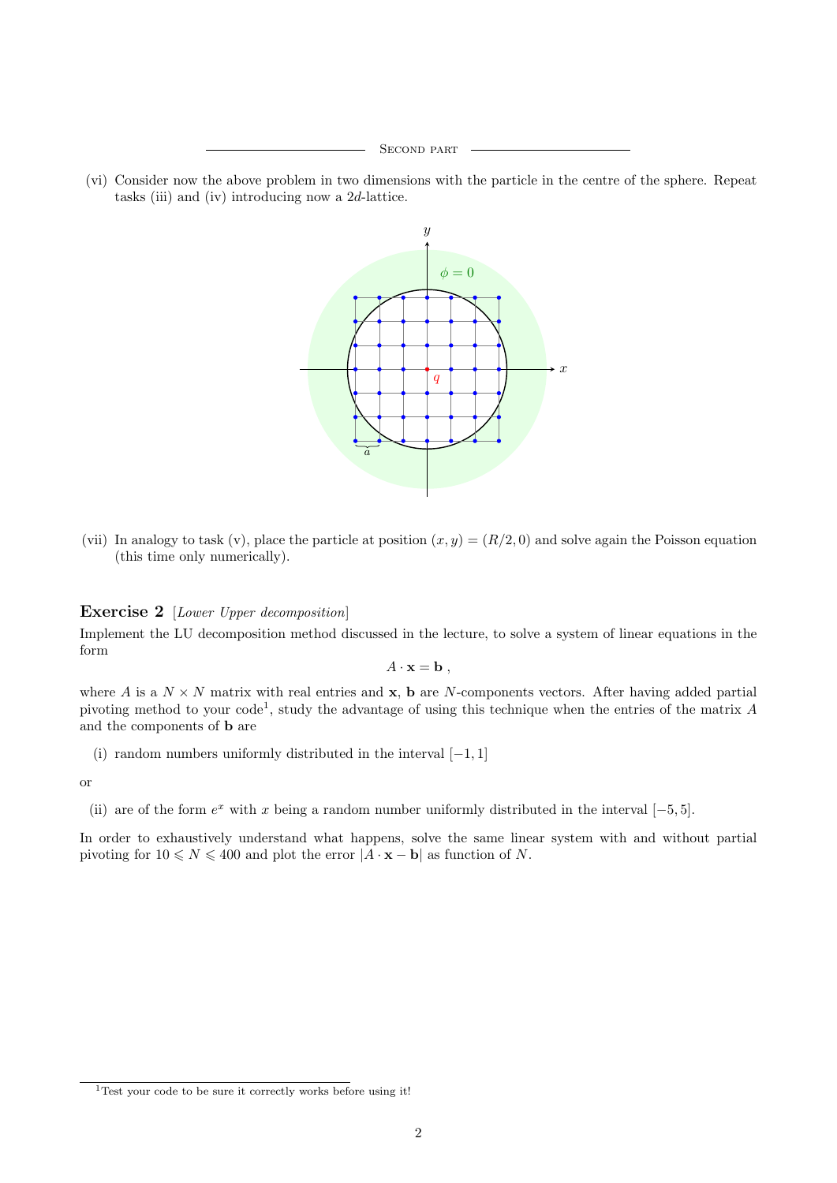SECOND PART

(vi) Consider now the above problem in two dimensions with the particle in the centre of the sphere. Repeat tasks (iii) and (iv) introducing now a $2d$-lattice.

$y$

$\phi = 0$

$x$

$q$

$a$

(vii) In analogy to task (v), place the particle at position $(x, y) = (R/2, 0)$ and solve again the Poisson equation (this time only numerically).

## Exercise 2 [*Lower Upper decomposition*]

Implement the LU decomposition method discussed in the lecture, to solve a system of linear equations in the form

$$A \cdot \mathbf{x} = \mathbf{b} \ ,$$

where $A$ is a $N \times N$ matrix with real entries and $\mathbf{x}$, $\mathbf{b}$ are $N$-components vectors. After having added partial pivoting method to your code[1], study the advantage of using this technique when the entries of the matrix $A$ and the components of $\mathbf{b}$ are

(i) random numbers uniformly distributed in the interval $[-1, 1]$

or

(ii) are of the form $e^x$ with $x$ being a random number uniformly distributed in the interval $[-5, 5]$.

In order to exhaustively understand what happens, solve the same linear system with and without partial pivoting for $10 \leqslant N \leqslant 400$ and plot the error $|A \cdot \mathbf{x} - \mathbf{b}|$ as function of $N$.

[1] Test your code to be sure it correctly works before using it!